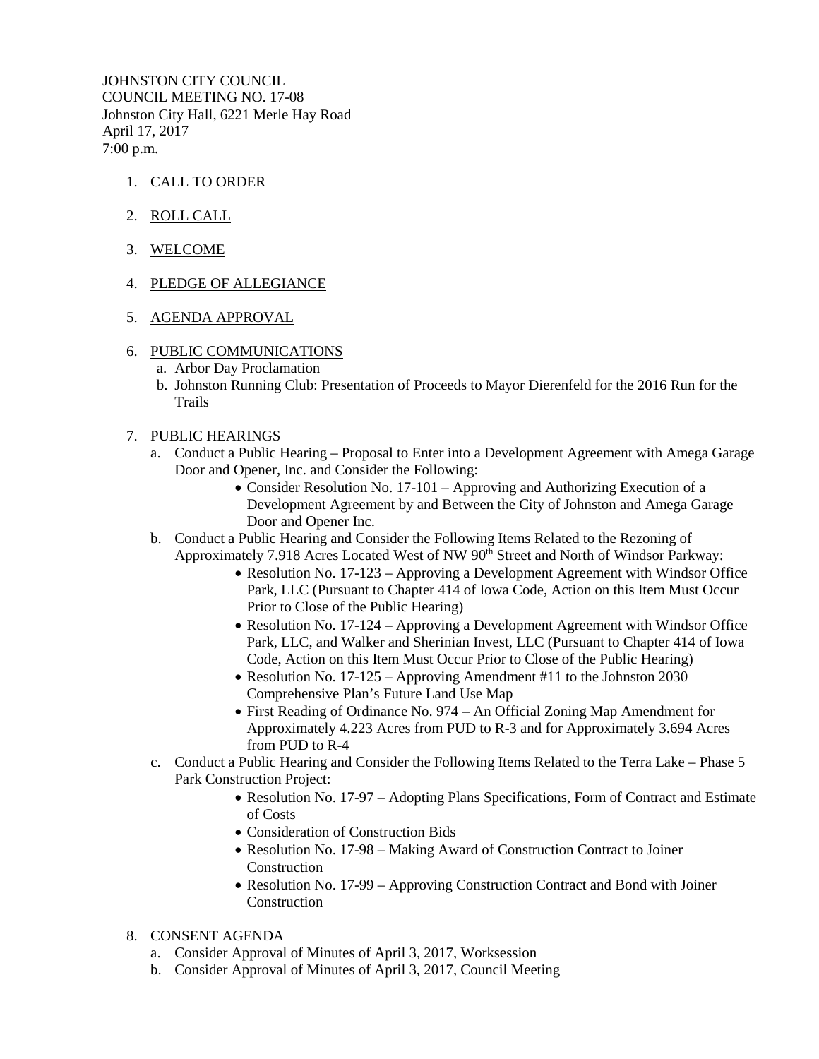JOHNSTON CITY COUNCIL
COUNCIL MEETING NO. 17-08
Johnston City Hall, 6221 Merle Hay Road
April 17, 2017
7:00 p.m.

1. CALL TO ORDER

2. ROLL CALL

3. WELCOME

4. PLEDGE OF ALLEGIANCE

5. AGENDA APPROVAL

6. PUBLIC COMMUNICATIONS
   a. Arbor Day Proclamation
   b. Johnston Running Club: Presentation of Proceeds to Mayor Dierenfeld for the 2016 Run for the Trails

7. PUBLIC HEARINGS
   a. Conduct a Public Hearing – Proposal to Enter into a Development Agreement with Amega Garage Door and Opener, Inc. and Consider the Following:
      - Consider Resolution No. 17-101 – Approving and Authorizing Execution of a Development Agreement by and Between the City of Johnston and Amega Garage Door and Opener Inc.
   b. Conduct a Public Hearing and Consider the Following Items Related to the Rezoning of Approximately 7.918 Acres Located West of NW 90th Street and North of Windsor Parkway:
      - Resolution No. 17-123 – Approving a Development Agreement with Windsor Office Park, LLC (Pursuant to Chapter 414 of Iowa Code, Action on this Item Must Occur Prior to Close of the Public Hearing)
      - Resolution No. 17-124 – Approving a Development Agreement with Windsor Office Park, LLC, and Walker and Sherinian Invest, LLC (Pursuant to Chapter 414 of Iowa Code, Action on this Item Must Occur Prior to Close of the Public Hearing)
      - Resolution No. 17-125 – Approving Amendment #11 to the Johnston 2030 Comprehensive Plan's Future Land Use Map
      - First Reading of Ordinance No. 974 – An Official Zoning Map Amendment for Approximately 4.223 Acres from PUD to R-3 and for Approximately 3.694 Acres from PUD to R-4
   c. Conduct a Public Hearing and Consider the Following Items Related to the Terra Lake – Phase 5 Park Construction Project:
      - Resolution No. 17-97 – Adopting Plans Specifications, Form of Contract and Estimate of Costs
      - Consideration of Construction Bids
      - Resolution No. 17-98 – Making Award of Construction Contract to Joiner Construction
      - Resolution No. 17-99 – Approving Construction Contract and Bond with Joiner Construction

8. CONSENT AGENDA
   a. Consider Approval of Minutes of April 3, 2017, Worksession
   b. Consider Approval of Minutes of April 3, 2017, Council Meeting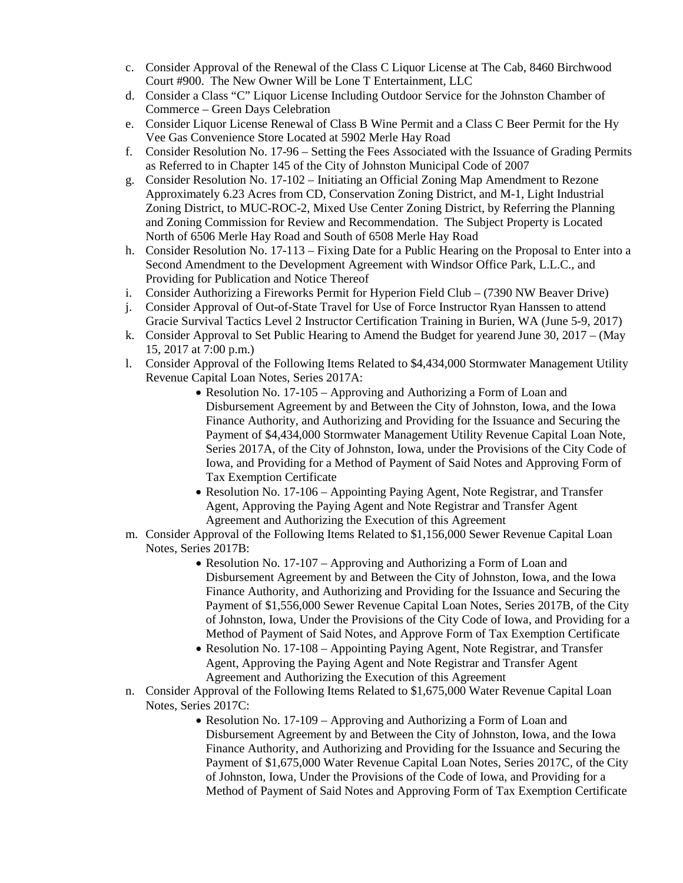c. Consider Approval of the Renewal of the Class C Liquor License at The Cab, 8460 Birchwood Court #900. The New Owner Will be Lone T Entertainment, LLC
d. Consider a Class "C" Liquor License Including Outdoor Service for the Johnston Chamber of Commerce – Green Days Celebration
e. Consider Liquor License Renewal of Class B Wine Permit and a Class C Beer Permit for the Hy Vee Gas Convenience Store Located at 5902 Merle Hay Road
f. Consider Resolution No. 17-96 – Setting the Fees Associated with the Issuance of Grading Permits as Referred to in Chapter 145 of the City of Johnston Municipal Code of 2007
g. Consider Resolution No. 17-102 – Initiating an Official Zoning Map Amendment to Rezone Approximately 6.23 Acres from CD, Conservation Zoning District, and M-1, Light Industrial Zoning District, to MUC-ROC-2, Mixed Use Center Zoning District, by Referring the Planning and Zoning Commission for Review and Recommendation. The Subject Property is Located North of 6506 Merle Hay Road and South of 6508 Merle Hay Road
h. Consider Resolution No. 17-113 – Fixing Date for a Public Hearing on the Proposal to Enter into a Second Amendment to the Development Agreement with Windsor Office Park, L.L.C., and Providing for Publication and Notice Thereof
i. Consider Authorizing a Fireworks Permit for Hyperion Field Club – (7390 NW Beaver Drive)
j. Consider Approval of Out-of-State Travel for Use of Force Instructor Ryan Hanssen to attend Gracie Survival Tactics Level 2 Instructor Certification Training in Burien, WA (June 5-9, 2017)
k. Consider Approval to Set Public Hearing to Amend the Budget for yearend June 30, 2017 – (May 15, 2017 at 7:00 p.m.)
l. Consider Approval of the Following Items Related to $4,434,000 Stormwater Management Utility Revenue Capital Loan Notes, Series 2017A:
    - Resolution No. 17-105 – Approving and Authorizing a Form of Loan and Disbursement Agreement by and Between the City of Johnston, Iowa, and the Iowa Finance Authority, and Authorizing and Providing for the Issuance and Securing the Payment of $4,434,000 Stormwater Management Utility Revenue Capital Loan Note, Series 2017A, of the City of Johnston, Iowa, under the Provisions of the City Code of Iowa, and Providing for a Method of Payment of Said Notes and Approving Form of Tax Exemption Certificate
    - Resolution No. 17-106 – Appointing Paying Agent, Note Registrar, and Transfer Agent, Approving the Paying Agent and Note Registrar and Transfer Agent Agreement and Authorizing the Execution of this Agreement
m. Consider Approval of the Following Items Related to $1,156,000 Sewer Revenue Capital Loan Notes, Series 2017B:
    - Resolution No. 17-107 – Approving and Authorizing a Form of Loan and Disbursement Agreement by and Between the City of Johnston, Iowa, and the Iowa Finance Authority, and Authorizing and Providing for the Issuance and Securing the Payment of $1,556,000 Sewer Revenue Capital Loan Notes, Series 2017B, of the City of Johnston, Iowa, Under the Provisions of the City Code of Iowa, and Providing for a Method of Payment of Said Notes, and Approve Form of Tax Exemption Certificate
    - Resolution No. 17-108 – Appointing Paying Agent, Note Registrar, and Transfer Agent, Approving the Paying Agent and Note Registrar and Transfer Agent Agreement and Authorizing the Execution of this Agreement
n. Consider Approval of the Following Items Related to $1,675,000 Water Revenue Capital Loan Notes, Series 2017C:
    - Resolution No. 17-109 – Approving and Authorizing a Form of Loan and Disbursement Agreement by and Between the City of Johnston, Iowa, and the Iowa Finance Authority, and Authorizing and Providing for the Issuance and Securing the Payment of $1,675,000 Water Revenue Capital Loan Notes, Series 2017C, of the City of Johnston, Iowa, Under the Provisions of the Code of Iowa, and Providing for a Method of Payment of Said Notes and Approving Form of Tax Exemption Certificate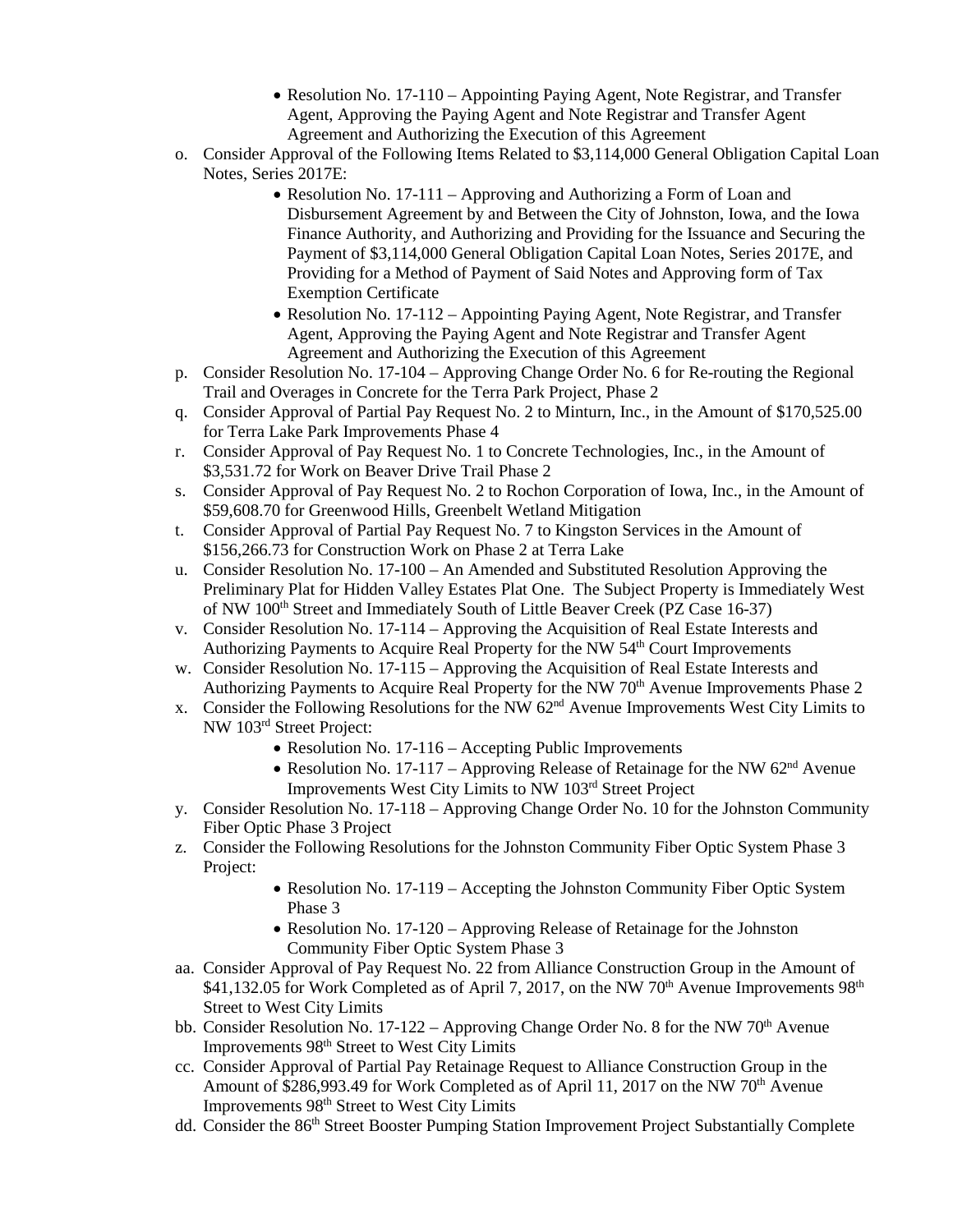- Resolution No. 17-110 – Appointing Paying Agent, Note Registrar, and Transfer Agent, Approving the Paying Agent and Note Registrar and Transfer Agent Agreement and Authorizing the Execution of this Agreement

o. Consider Approval of the Following Items Related to $3,114,000 General Obligation Capital Loan Notes, Series 2017E:
   - Resolution No. 17-111 – Approving and Authorizing a Form of Loan and Disbursement Agreement by and Between the City of Johnston, Iowa, and the Iowa Finance Authority, and Authorizing and Providing for the Issuance and Securing the Payment of $3,114,000 General Obligation Capital Loan Notes, Series 2017E, and Providing for a Method of Payment of Said Notes and Approving form of Tax Exemption Certificate
   - Resolution No. 17-112 – Appointing Paying Agent, Note Registrar, and Transfer Agent, Approving the Paying Agent and Note Registrar and Transfer Agent Agreement and Authorizing the Execution of this Agreement

p. Consider Resolution No. 17-104 – Approving Change Order No. 6 for Re-routing the Regional Trail and Overages in Concrete for the Terra Park Project, Phase 2

q. Consider Approval of Partial Pay Request No. 2 to Minturn, Inc., in the Amount of $170,525.00 for Terra Lake Park Improvements Phase 4

r. Consider Approval of Pay Request No. 1 to Concrete Technologies, Inc., in the Amount of $3,531.72 for Work on Beaver Drive Trail Phase 2

s. Consider Approval of Pay Request No. 2 to Rochon Corporation of Iowa, Inc., in the Amount of $59,608.70 for Greenwood Hills, Greenbelt Wetland Mitigation

t. Consider Approval of Partial Pay Request No. 7 to Kingston Services in the Amount of $156,266.73 for Construction Work on Phase 2 at Terra Lake

u. Consider Resolution No. 17-100 – An Amended and Substituted Resolution Approving the Preliminary Plat for Hidden Valley Estates Plat One. The Subject Property is Immediately West of NW 100th Street and Immediately South of Little Beaver Creek (PZ Case 16-37)

v. Consider Resolution No. 17-114 – Approving the Acquisition of Real Estate Interests and Authorizing Payments to Acquire Real Property for the NW 54th Court Improvements

w. Consider Resolution No. 17-115 – Approving the Acquisition of Real Estate Interests and Authorizing Payments to Acquire Real Property for the NW 70th Avenue Improvements Phase 2

x. Consider the Following Resolutions for the NW 62nd Avenue Improvements West City Limits to NW 103rd Street Project:
   - Resolution No. 17-116 – Accepting Public Improvements
   - Resolution No. 17-117 – Approving Release of Retainage for the NW 62nd Avenue Improvements West City Limits to NW 103rd Street Project

y. Consider Resolution No. 17-118 – Approving Change Order No. 10 for the Johnston Community Fiber Optic Phase 3 Project

z. Consider the Following Resolutions for the Johnston Community Fiber Optic System Phase 3 Project:
   - Resolution No. 17-119 – Accepting the Johnston Community Fiber Optic System Phase 3
   - Resolution No. 17-120 – Approving Release of Retainage for the Johnston Community Fiber Optic System Phase 3

aa. Consider Approval of Pay Request No. 22 from Alliance Construction Group in the Amount of $41,132.05 for Work Completed as of April 7, 2017, on the NW 70th Avenue Improvements 98th Street to West City Limits

bb. Consider Resolution No. 17-122 – Approving Change Order No. 8 for the NW 70th Avenue Improvements 98th Street to West City Limits

cc. Consider Approval of Partial Pay Retainage Request to Alliance Construction Group in the Amount of $286,993.49 for Work Completed as of April 11, 2017 on the NW 70th Avenue Improvements 98th Street to West City Limits

dd. Consider the 86th Street Booster Pumping Station Improvement Project Substantially Complete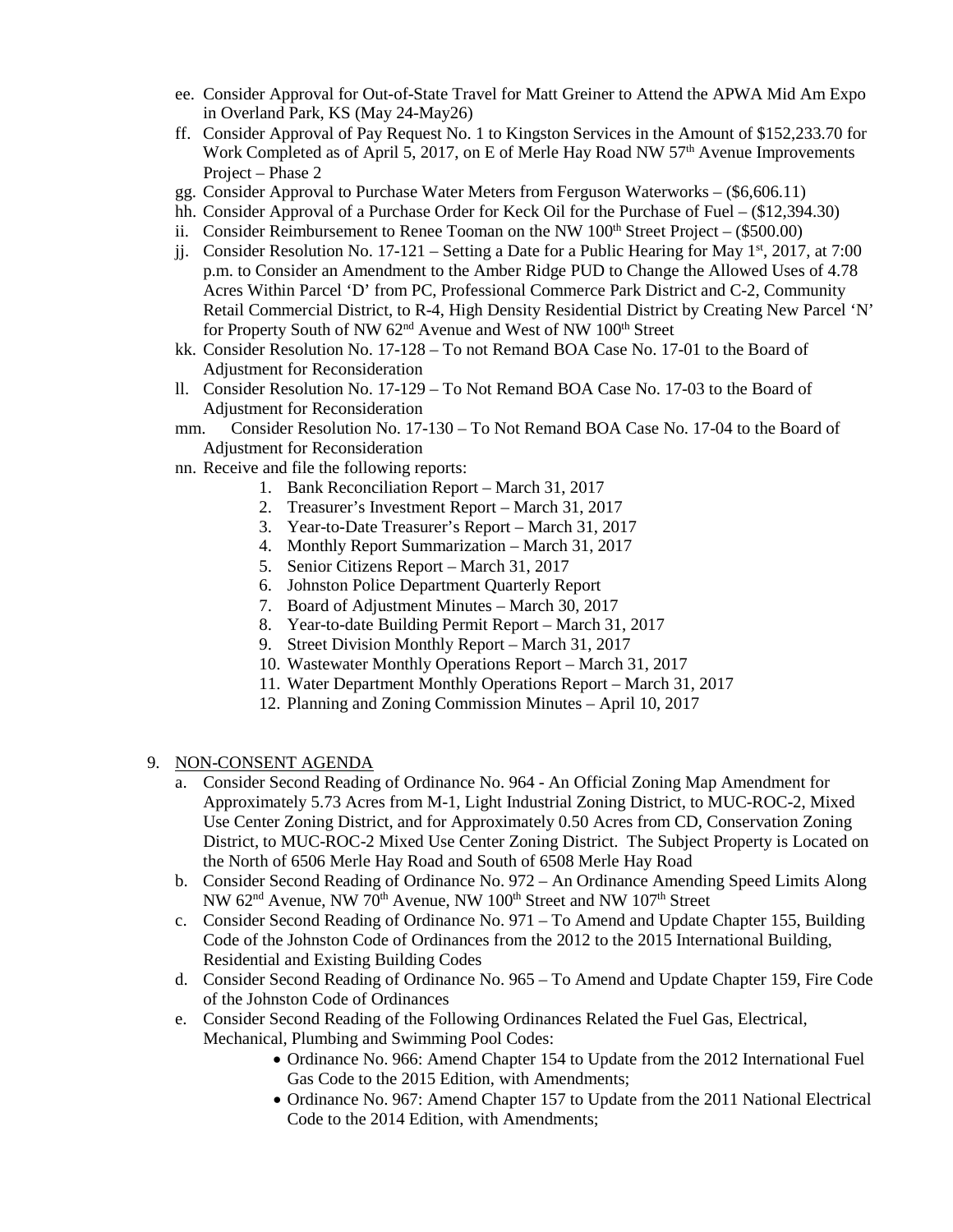ee. Consider Approval for Out-of-State Travel for Matt Greiner to Attend the APWA Mid Am Expo in Overland Park, KS (May 24-May26)

ff. Consider Approval of Pay Request No. 1 to Kingston Services in the Amount of $152,233.70 for Work Completed as of April 5, 2017, on E of Merle Hay Road NW 57th Avenue Improvements Project – Phase 2

gg. Consider Approval to Purchase Water Meters from Ferguson Waterworks – ($6,606.11)

hh. Consider Approval of a Purchase Order for Keck Oil for the Purchase of Fuel – ($12,394.30)

ii. Consider Reimbursement to Renee Tooman on the NW 100th Street Project – ($500.00)

jj. Consider Resolution No. 17-121 – Setting a Date for a Public Hearing for May 1st, 2017, at 7:00 p.m. to Consider an Amendment to the Amber Ridge PUD to Change the Allowed Uses of 4.78 Acres Within Parcel 'D' from PC, Professional Commerce Park District and C-2, Community Retail Commercial District, to R-4, High Density Residential District by Creating New Parcel 'N' for Property South of NW 62nd Avenue and West of NW 100th Street

kk. Consider Resolution No. 17-128 – To not Remand BOA Case No. 17-01 to the Board of Adjustment for Reconsideration

ll. Consider Resolution No. 17-129 – To Not Remand BOA Case No. 17-03 to the Board of Adjustment for Reconsideration

mm. Consider Resolution No. 17-130 – To Not Remand BOA Case No. 17-04 to the Board of Adjustment for Reconsideration

nn. Receive and file the following reports:

1. Bank Reconciliation Report – March 31, 2017
2. Treasurer's Investment Report – March 31, 2017
3. Year-to-Date Treasurer's Report – March 31, 2017
4. Monthly Report Summarization – March 31, 2017
5. Senior Citizens Report – March 31, 2017
6. Johnston Police Department Quarterly Report
7. Board of Adjustment Minutes – March 30, 2017
8. Year-to-date Building Permit Report – March 31, 2017
9. Street Division Monthly Report – March 31, 2017
10. Wastewater Monthly Operations Report – March 31, 2017
11. Water Department Monthly Operations Report – March 31, 2017
12. Planning and Zoning Commission Minutes – April 10, 2017

9. NON-CONSENT AGENDA

a. Consider Second Reading of Ordinance No. 964 - An Official Zoning Map Amendment for Approximately 5.73 Acres from M-1, Light Industrial Zoning District, to MUC-ROC-2, Mixed Use Center Zoning District, and for Approximately 0.50 Acres from CD, Conservation Zoning District, to MUC-ROC-2 Mixed Use Center Zoning District. The Subject Property is Located on the North of 6506 Merle Hay Road and South of 6508 Merle Hay Road

b. Consider Second Reading of Ordinance No. 972 – An Ordinance Amending Speed Limits Along NW 62nd Avenue, NW 70th Avenue, NW 100th Street and NW 107th Street

c. Consider Second Reading of Ordinance No. 971 – To Amend and Update Chapter 155, Building Code of the Johnston Code of Ordinances from the 2012 to the 2015 International Building, Residential and Existing Building Codes

d. Consider Second Reading of Ordinance No. 965 – To Amend and Update Chapter 159, Fire Code of the Johnston Code of Ordinances

e. Consider Second Reading of the Following Ordinances Related the Fuel Gas, Electrical, Mechanical, Plumbing and Swimming Pool Codes:

- Ordinance No. 966: Amend Chapter 154 to Update from the 2012 International Fuel Gas Code to the 2015 Edition, with Amendments;
- Ordinance No. 967: Amend Chapter 157 to Update from the 2011 National Electrical Code to the 2014 Edition, with Amendments;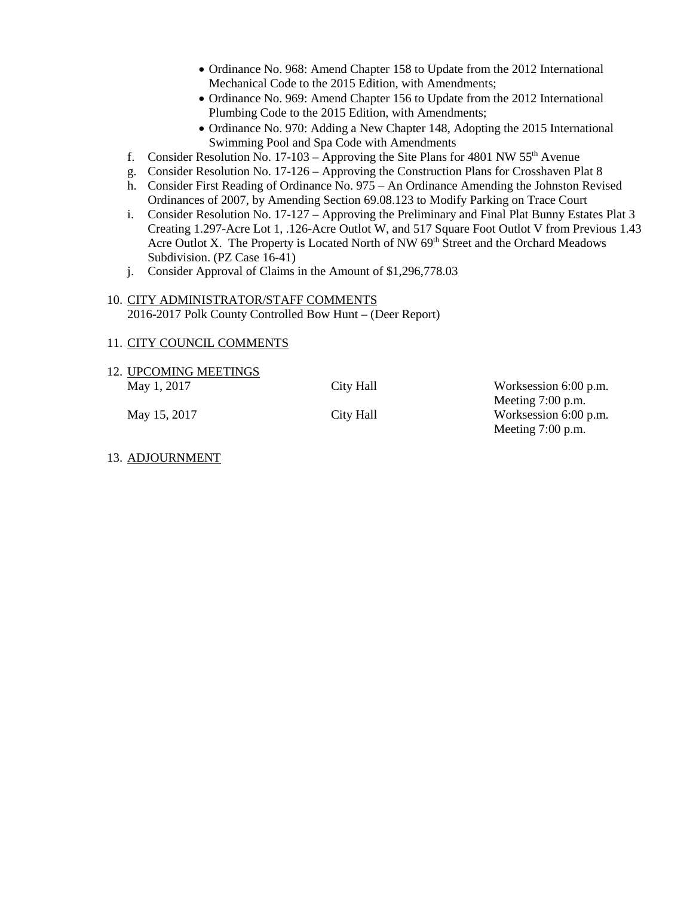- Ordinance No. 968: Amend Chapter 158 to Update from the 2012 International Mechanical Code to the 2015 Edition, with Amendments;
- Ordinance No. 969: Amend Chapter 156 to Update from the 2012 International Plumbing Code to the 2015 Edition, with Amendments;
- Ordinance No. 970: Adding a New Chapter 148, Adopting the 2015 International Swimming Pool and Spa Code with Amendments

f. Consider Resolution No. 17-103 – Approving the Site Plans for 4801 NW 55th Avenue

g. Consider Resolution No. 17-126 – Approving the Construction Plans for Crosshaven Plat 8

h. Consider First Reading of Ordinance No. 975 – An Ordinance Amending the Johnston Revised Ordinances of 2007, by Amending Section 69.08.123 to Modify Parking on Trace Court

i. Consider Resolution No. 17-127 – Approving the Preliminary and Final Plat Bunny Estates Plat 3 Creating 1.297-Acre Lot 1, .126-Acre Outlot W, and 517 Square Foot Outlot V from Previous 1.43 Acre Outlot X. The Property is Located North of NW 69th Street and the Orchard Meadows Subdivision. (PZ Case 16-41)

j. Consider Approval of Claims in the Amount of $1,296,778.03

10. CITY ADMINISTRATOR/STAFF COMMENTS
    2016-2017 Polk County Controlled Bow Hunt – (Deer Report)

11. CITY COUNCIL COMMENTS

12. UPCOMING MEETINGS

| | | |
|---|---|---|
| May 1, 2017 | City Hall | Worksession 6:00 p.m.<br>Meeting 7:00 p.m. |
| May 15, 2017 | City Hall | Worksession 6:00 p.m.<br>Meeting 7:00 p.m. |

13. ADJOURNMENT